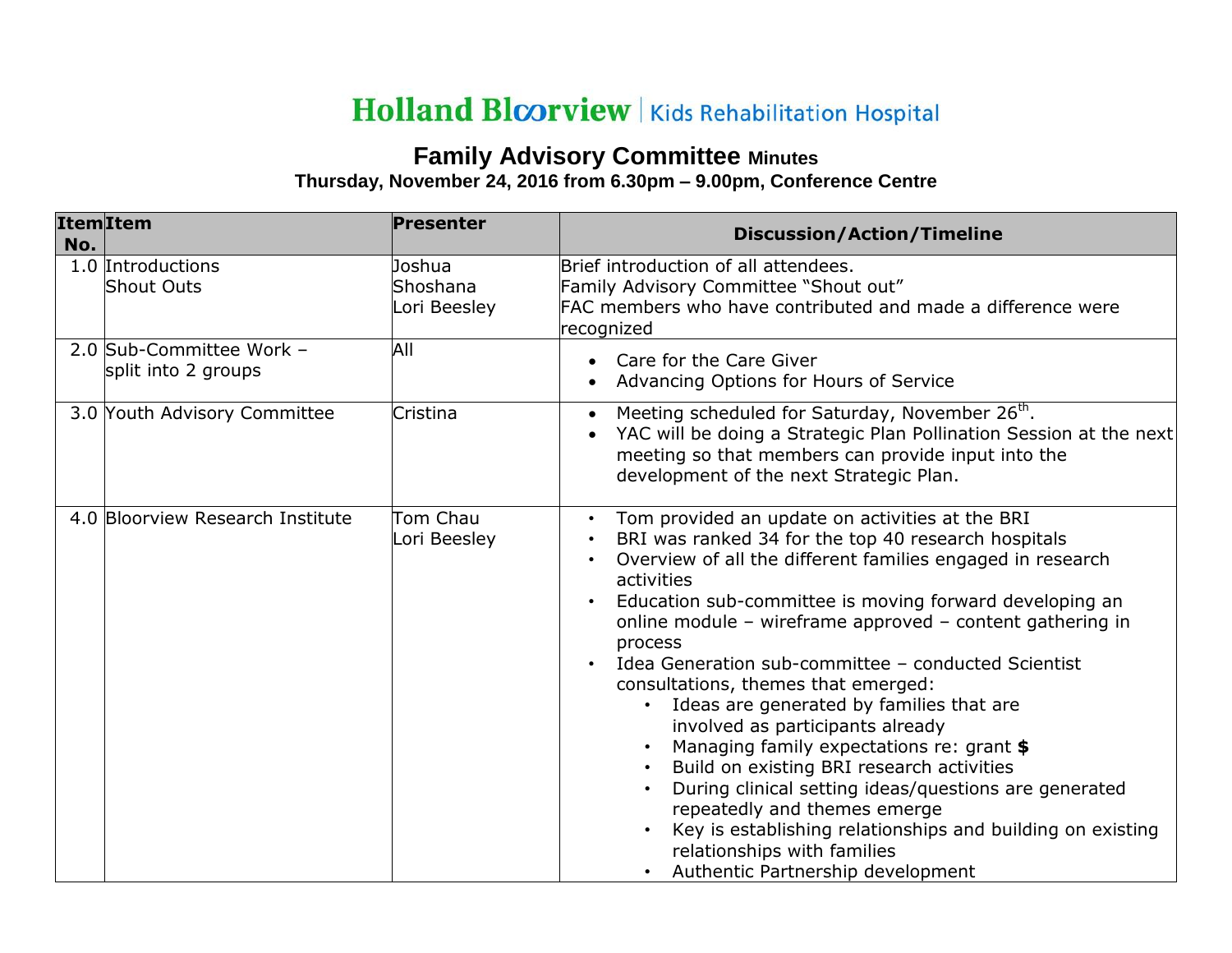Holland Bloorview | Kids Rehabilitation Hospital

# Family Advisory Committee Minutes

**Thursday, November 24, 2016 from 6.30pm – 9.00pm, Conference Centre**

| Item No. | Item | Presenter | Discussion/Action/Timeline |
|---|---|---|---|
| 1.0 | Introductions<br>Shout Outs | Joshua<br>Shoshana<br>Lori Beesley | Brief introduction of all attendees.<br>Family Advisory Committee "Shout out"<br>FAC members who have contributed and made a difference were recognized |
| 2.0 | Sub-Committee Work – split into 2 groups | All | • Care for the Care Giver<br>• Advancing Options for Hours of Service |
| 3.0 | Youth Advisory Committee | Cristina | • Meeting scheduled for Saturday, November 26th.<br>• YAC will be doing a Strategic Plan Pollination Session at the next meeting so that members can provide input into the development of the next Strategic Plan. |
| 4.0 | Bloorview Research Institute | Tom Chau<br>Lori Beesley | • Tom provided an update on activities at the BRI<br>• BRI was ranked 34 for the top 40 research hospitals<br>• Overview of all the different families engaged in research activities<br>• Education sub-committee is moving forward developing an online module – wireframe approved – content gathering in process<br>• Idea Generation sub-committee – conducted Scientist consultations, themes that emerged:<br>&nbsp;&nbsp;&nbsp;&nbsp;• Ideas are generated by families that are involved as participants already<br>&nbsp;&nbsp;&nbsp;&nbsp;• Managing family expectations re: grant **$**<br>&nbsp;&nbsp;&nbsp;&nbsp;• Build on existing BRI research activities<br>&nbsp;&nbsp;&nbsp;&nbsp;• During clinical setting ideas/questions are generated repeatedly and themes emerge<br>&nbsp;&nbsp;&nbsp;&nbsp;• Key is establishing relationships and building on existing relationships with families<br>&nbsp;&nbsp;&nbsp;&nbsp;• Authentic Partnership development |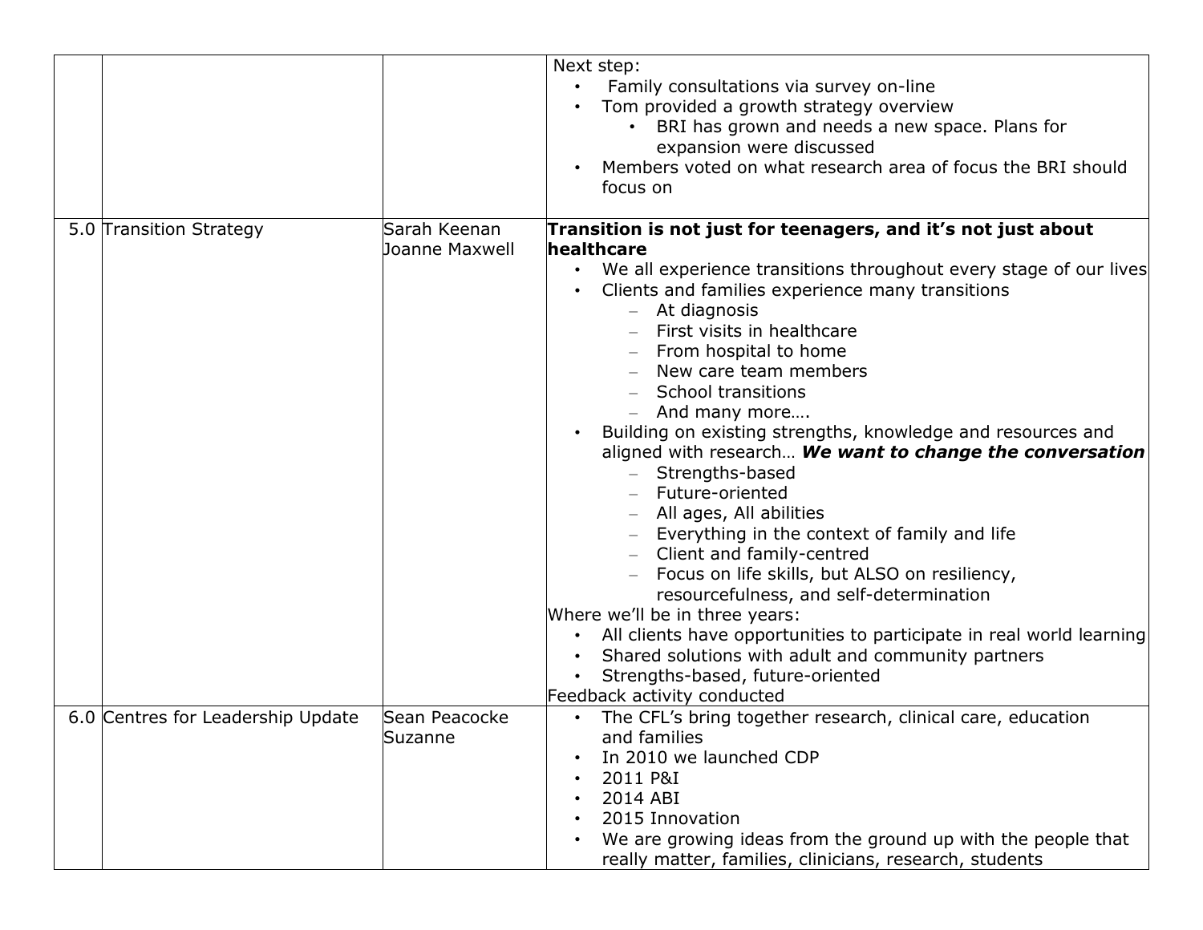|  |  |  |  |
|---|---|---|---|
|  |  |  | Next step:<br>• Family consultations via survey on-line<br>• Tom provided a growth strategy overview<br>&nbsp;&nbsp;&nbsp;&nbsp;• BRI has grown and needs a new space. Plans for expansion were discussed<br>• Members voted on what research area of focus the BRI should focus on |
| 5.0 | Transition Strategy | Sarah Keenan<br>Joanne Maxwell | **Transition is not just for teenagers, and it's not just about healthcare**<br>• We all experience transitions throughout every stage of our lives<br>• Clients and families experience many transitions<br>&nbsp;&nbsp;&nbsp;&nbsp;– At diagnosis<br>&nbsp;&nbsp;&nbsp;&nbsp;– First visits in healthcare<br>&nbsp;&nbsp;&nbsp;&nbsp;– From hospital to home<br>&nbsp;&nbsp;&nbsp;&nbsp;– New care team members<br>&nbsp;&nbsp;&nbsp;&nbsp;– School transitions<br>&nbsp;&nbsp;&nbsp;&nbsp;– And many more….<br>• Building on existing strengths, knowledge and resources and aligned with research… ***We want to change the conversation***<br>&nbsp;&nbsp;&nbsp;&nbsp;– Strengths-based<br>&nbsp;&nbsp;&nbsp;&nbsp;– Future-oriented<br>&nbsp;&nbsp;&nbsp;&nbsp;– All ages, All abilities<br>&nbsp;&nbsp;&nbsp;&nbsp;– Everything in the context of family and life<br>&nbsp;&nbsp;&nbsp;&nbsp;– Client and family-centred<br>&nbsp;&nbsp;&nbsp;&nbsp;– Focus on life skills, but ALSO on resiliency, resourcefulness, and self-determination<br>Where we'll be in three years:<br>• All clients have opportunities to participate in real world learning<br>• Shared solutions with adult and community partners<br>• Strengths-based, future-oriented<br>Feedback activity conducted |
| 6.0 | Centres for Leadership Update | Sean Peacocke<br>Suzanne | • The CFL's bring together research, clinical care, education and families<br>• In 2010 we launched CDP<br>• 2011 P&I<br>• 2014 ABI<br>• 2015 Innovation<br>• We are growing ideas from the ground up with the people that really matter, families, clinicians, research, students |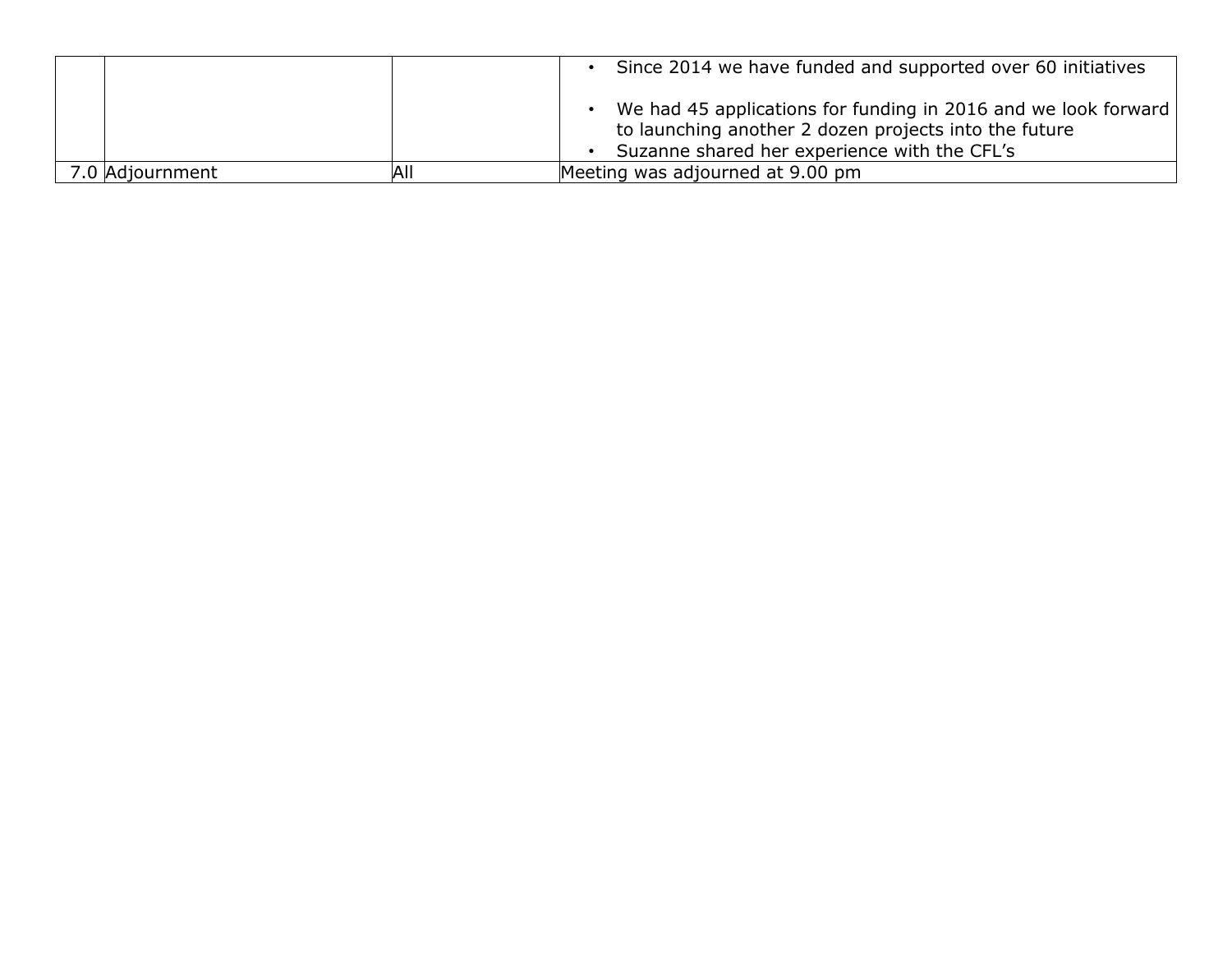| | | | |
|---|---|---|---|
| | | | • Since 2014 we have funded and supported over 60 initiatives<br><br>• We had 45 applications for funding in 2016 and we look forward to launching another 2 dozen projects into the future<br>• Suzanne shared her experience with the CFL's |
| 7.0 | Adjournment | All | Meeting was adjourned at 9.00 pm |